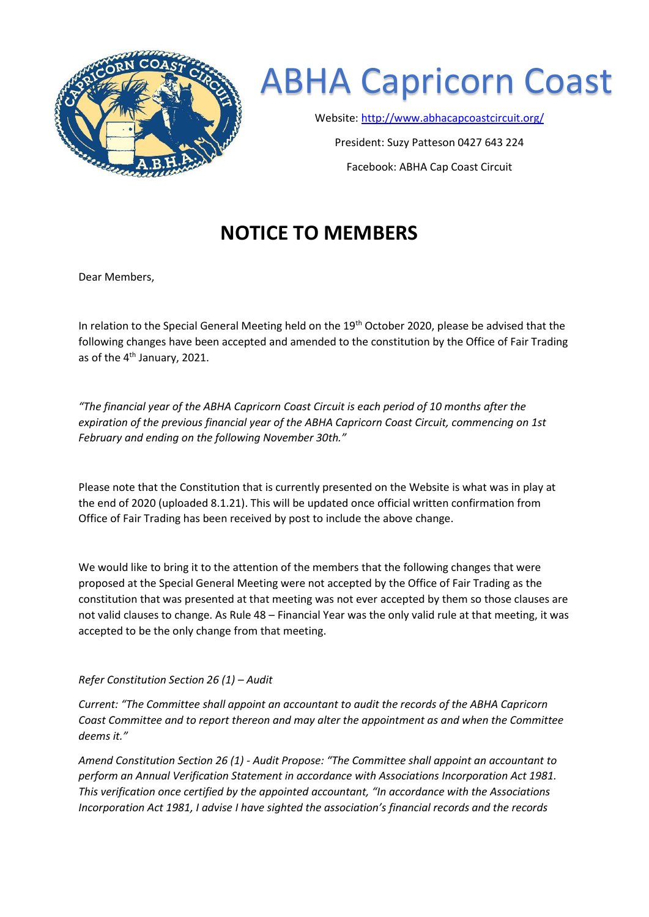# ABHA Capricorn Coast

Website: http://www.abhacapcoastcircuit.org/

President: Suzy Patteson 0427 643 224

Facebook: ABHA Cap Coast Circuit

## NOTICE TO MEMBERS

Dear Members,

In relation to the Special General Meeting held on the 19th October 2020, please be advised that the following changes have been accepted and amended to the constitution by the Office of Fair Trading as of the 4th January, 2021.

*"The financial year of the ABHA Capricorn Coast Circuit is each period of 10 months after the expiration of the previous financial year of the ABHA Capricorn Coast Circuit, commencing on 1st February and ending on the following November 30th."*

Please note that the Constitution that is currently presented on the Website is what was in play at the end of 2020 (uploaded 8.1.21). This will be updated once official written confirmation from Office of Fair Trading has been received by post to include the above change.

We would like to bring it to the attention of the members that the following changes that were proposed at the Special General Meeting were not accepted by the Office of Fair Trading as the constitution that was presented at that meeting was not ever accepted by them so those clauses are not valid clauses to change. As Rule 48 – Financial Year was the only valid rule at that meeting, it was accepted to be the only change from that meeting.

*Refer Constitution Section 26 (1) – Audit*

*Current: "The Committee shall appoint an accountant to audit the records of the ABHA Capricorn Coast Committee and to report thereon and may alter the appointment as and when the Committee deems it."*

*Amend Constitution Section 26 (1) - Audit Propose: "The Committee shall appoint an accountant to perform an Annual Verification Statement in accordance with Associations Incorporation Act 1981. This verification once certified by the appointed accountant, "In accordance with the Associations Incorporation Act 1981, I advise I have sighted the association's financial records and the records*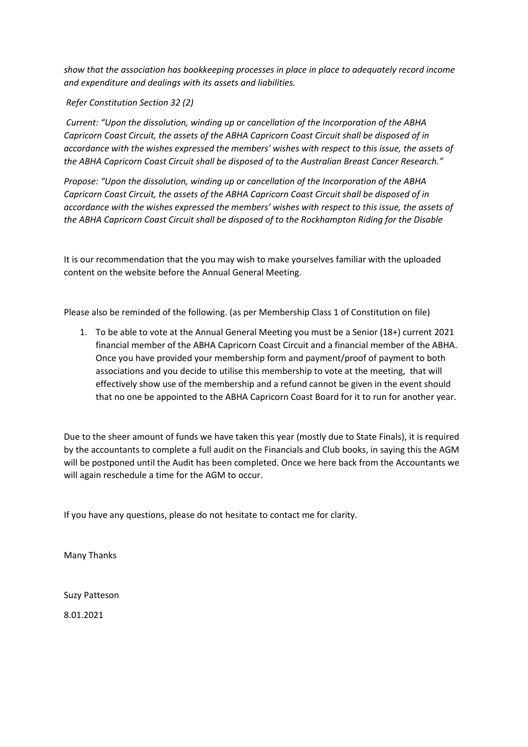*show that the association has bookkeeping processes in place in place to adequately record income and expenditure and dealings with its assets and liabilities.*

*Refer Constitution Section 32 (2)*

*Current: "Upon the dissolution, winding up or cancellation of the Incorporation of the ABHA Capricorn Coast Circuit, the assets of the ABHA Capricorn Coast Circuit shall be disposed of in accordance with the wishes expressed the members' wishes with respect to this issue, the assets of the ABHA Capricorn Coast Circuit shall be disposed of to the Australian Breast Cancer Research."*

*Propose: "Upon the dissolution, winding up or cancellation of the Incorporation of the ABHA Capricorn Coast Circuit, the assets of the ABHA Capricorn Coast Circuit shall be disposed of in accordance with the wishes expressed the members' wishes with respect to this issue, the assets of the ABHA Capricorn Coast Circuit shall be disposed of to the Rockhampton Riding for the Disable*

It is our recommendation that the you may wish to make yourselves familiar with the uploaded content on the website before the Annual General Meeting.

Please also be reminded of the following. (as per Membership Class 1 of Constitution on file)

1. To be able to vote at the Annual General Meeting you must be a Senior (18+) current 2021 financial member of the ABHA Capricorn Coast Circuit and a financial member of the ABHA. Once you have provided your membership form and payment/proof of payment to both associations and you decide to utilise this membership to vote at the meeting, that will effectively show use of the membership and a refund cannot be given in the event should that no one be appointed to the ABHA Capricorn Coast Board for it to run for another year.

Due to the sheer amount of funds we have taken this year (mostly due to State Finals), it is required by the accountants to complete a full audit on the Financials and Club books, in saying this the AGM will be postponed until the Audit has been completed. Once we here back from the Accountants we will again reschedule a time for the AGM to occur.

If you have any questions, please do not hesitate to contact me for clarity.

Many Thanks

Suzy Patteson

8.01.2021